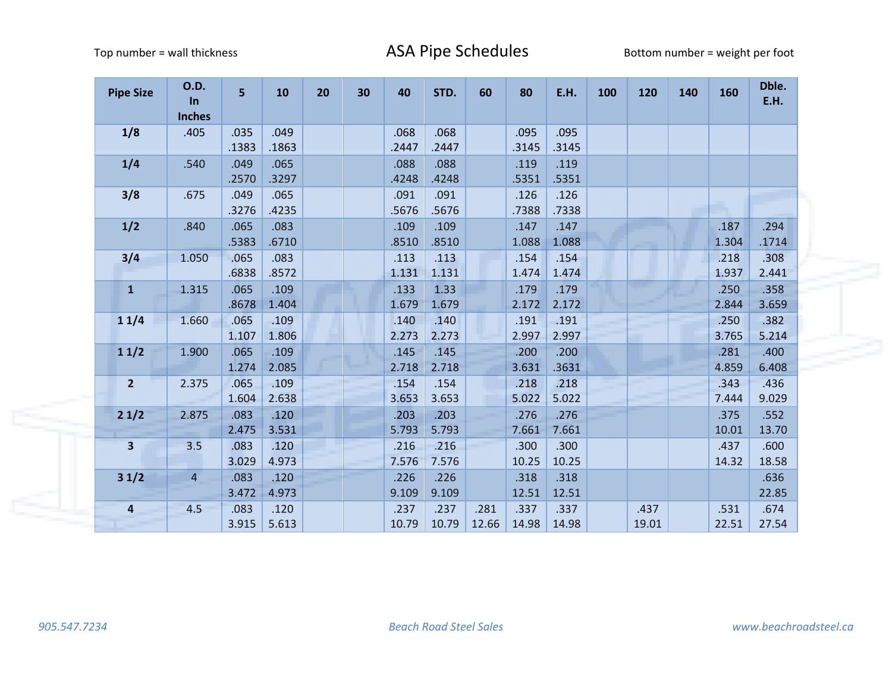Top number = wall thickness

# ASA Pipe Schedules

Bottom number = weight per foot

| Pipe Size | O.D. In Inches | 5 | 10 | 20 | 30 | 40 | STD. | 60 | 80 | E.H. | 100 | 120 | 140 | 160 | Dble. E.H. |
|---|---|---|---|---|---|---|---|---|---|---|---|---|---|---|---|
| **1/8** | .405 | .035<br>.1383 | .049<br>.1863 | | | .068<br>.2447 | .068<br>.2447 | | .095<br>.3145 | .095<br>.3145 | | | | | |
| **1/4** | .540 | .049<br>.2570 | .065<br>.3297 | | | .088<br>.4248 | .088<br>.4248 | | .119<br>.5351 | .119<br>.5351 | | | | | |
| **3/8** | .675 | .049<br>.3276 | .065<br>.4235 | | | .091<br>.5676 | .091<br>.5676 | | .126<br>.7388 | .126<br>.7338 | | | | | |
| **1/2** | .840 | .065<br>.5383 | .083<br>.6710 | | | .109<br>.8510 | .109<br>.8510 | | .147<br>1.088 | .147<br>1.088 | | | | .187<br>1.304 | .294<br>.1714 |
| **3/4** | 1.050 | .065<br>.6838 | .083<br>.8572 | | | .113<br>1.131 | .113<br>1.131 | | .154<br>1.474 | .154<br>1.474 | | | | .218<br>1.937 | .308<br>2.441 |
| **1** | 1.315 | .065<br>.8678 | .109<br>1.404 | | | .133<br>1.679 | 1.33<br>1.679 | | .179<br>2.172 | .179<br>2.172 | | | | .250<br>2.844 | .358<br>3.659 |
| **1 1/4** | 1.660 | .065<br>1.107 | .109<br>1.806 | | | .140<br>2.273 | .140<br>2.273 | | .191<br>2.997 | .191<br>2.997 | | | | .250<br>3.765 | .382<br>5.214 |
| **1 1/2** | 1.900 | .065<br>1.274 | .109<br>2.085 | | | .145<br>2.718 | .145<br>2.718 | | .200<br>3.631 | .200<br>.3631 | | | | .281<br>4.859 | .400<br>6.408 |
| **2** | 2.375 | .065<br>1.604 | .109<br>2.638 | | | .154<br>3.653 | .154<br>3.653 | | .218<br>5.022 | .218<br>5.022 | | | | .343<br>7.444 | .436<br>9.029 |
| **2 1/2** | 2.875 | .083<br>2.475 | .120<br>3.531 | | | .203<br>5.793 | .203<br>5.793 | | .276<br>7.661 | .276<br>7.661 | | | | .375<br>10.01 | .552<br>13.70 |
| **3** | 3.5 | .083<br>3.029 | .120<br>4.973 | | | .216<br>7.576 | .216<br>7.576 | | .300<br>10.25 | .300<br>10.25 | | | | .437<br>14.32 | .600<br>18.58 |
| **3 1/2** | 4 | .083<br>3.472 | .120<br>4.973 | | | .226<br>9.109 | .226<br>9.109 | | .318<br>12.51 | .318<br>12.51 | | | | | .636<br>22.85 |
| **4** | 4.5 | .083<br>3.915 | .120<br>5.613 | | | .237<br>10.79 | .237<br>10.79 | .281<br>12.66 | .337<br>14.98 | .337<br>14.98 | | .437<br>19.01 | | .531<br>22.51 | .674<br>27.54 |

*905.547.7234* *Beach Road Steel Sales* *www.beachroadsteel.ca*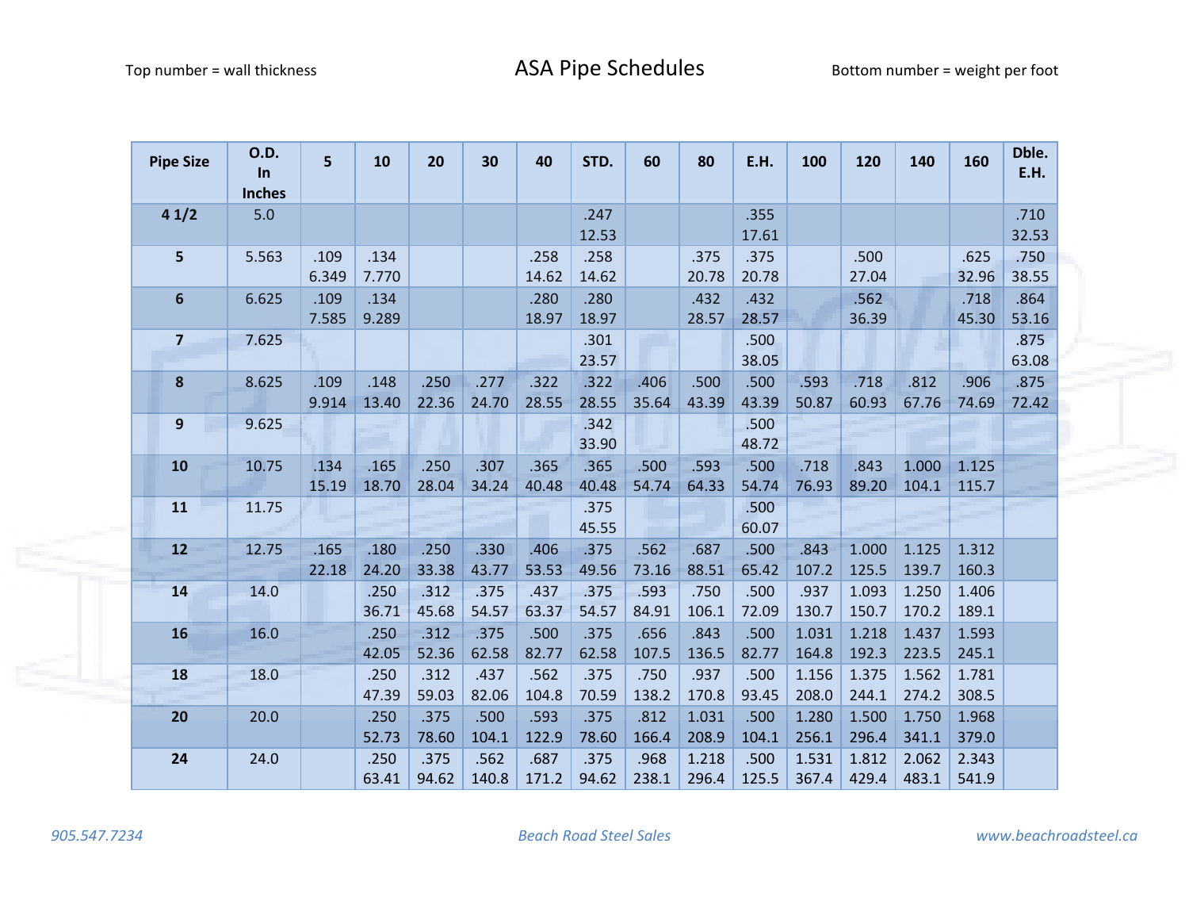Top number = wall thickness

# ASA Pipe Schedules

Bottom number = weight per foot

| Pipe Size | O.D. In Inches | 5 | 10 | 20 | 30 | 40 | STD. | 60 | 80 | E.H. | 100 | 120 | 140 | 160 | Dble. E.H. |
|---|---|---|---|---|---|---|---|---|---|---|---|---|---|---|---|
| **4 1/2** | 5.0 | | | | | | .247 12.53 | | | .355 17.61 | | | | | .710 32.53 |
| **5** | 5.563 | .109 6.349 | .134 7.770 | | | .258 14.62 | .258 14.62 | | .375 20.78 | .375 20.78 | | .500 27.04 | | .625 32.96 | .750 38.55 |
| **6** | 6.625 | .109 7.585 | .134 9.289 | | | .280 18.97 | .280 18.97 | | .432 28.57 | .432 28.57 | | .562 36.39 | | .718 45.30 | .864 53.16 |
| **7** | 7.625 | | | | | | .301 23.57 | | | .500 38.05 | | | | | .875 63.08 |
| **8** | 8.625 | .109 9.914 | .148 13.40 | .250 22.36 | .277 24.70 | .322 28.55 | .322 28.55 | .406 35.64 | .500 43.39 | .500 43.39 | .593 50.87 | .718 60.93 | .812 67.76 | .906 74.69 | .875 72.42 |
| **9** | 9.625 | | | | | | .342 33.90 | | | .500 48.72 | | | | | |
| **10** | 10.75 | .134 15.19 | .165 18.70 | .250 28.04 | .307 34.24 | .365 40.48 | .365 40.48 | .500 54.74 | .593 64.33 | .500 54.74 | .718 76.93 | .843 89.20 | 1.000 104.1 | 1.125 115.7 | |
| **11** | 11.75 | | | | | | .375 45.55 | | | .500 60.07 | | | | | |
| **12** | 12.75 | .165 22.18 | .180 24.20 | .250 33.38 | .330 43.77 | .406 53.53 | .375 49.56 | .562 73.16 | .687 88.51 | .500 65.42 | .843 107.2 | 1.000 125.5 | 1.125 139.7 | 1.312 160.3 | |
| **14** | 14.0 | | .250 36.71 | .312 45.68 | .375 54.57 | .437 63.37 | .375 54.57 | .593 84.91 | .750 106.1 | .500 72.09 | .937 130.7 | 1.093 150.7 | 1.250 170.2 | 1.406 189.1 | |
| **16** | 16.0 | | .250 42.05 | .312 52.36 | .375 62.58 | .500 82.77 | .375 62.58 | .656 107.5 | .843 136.5 | .500 82.77 | 1.031 164.8 | 1.218 192.3 | 1.437 223.5 | 1.593 245.1 | |
| **18** | 18.0 | | .250 47.39 | .312 59.03 | .437 82.06 | .562 104.8 | .375 70.59 | .750 138.2 | .937 170.8 | .500 93.45 | 1.156 208.0 | 1.375 244.1 | 1.562 274.2 | 1.781 308.5 | |
| **20** | 20.0 | | .250 52.73 | .375 78.60 | .500 104.1 | .593 122.9 | .375 78.60 | .812 166.4 | 1.031 208.9 | .500 104.1 | 1.280 256.1 | 1.500 296.4 | 1.750 341.1 | 1.968 379.0 | |
| **24** | 24.0 | | .250 63.41 | .375 94.62 | .562 140.8 | .687 171.2 | .375 94.62 | .968 238.1 | 1.218 296.4 | .500 125.5 | 1.531 367.4 | 1.812 429.4 | 2.062 483.1 | 2.343 541.9 | |

*905.547.7234* *Beach Road Steel Sales* *www.beachroadsteel.ca*